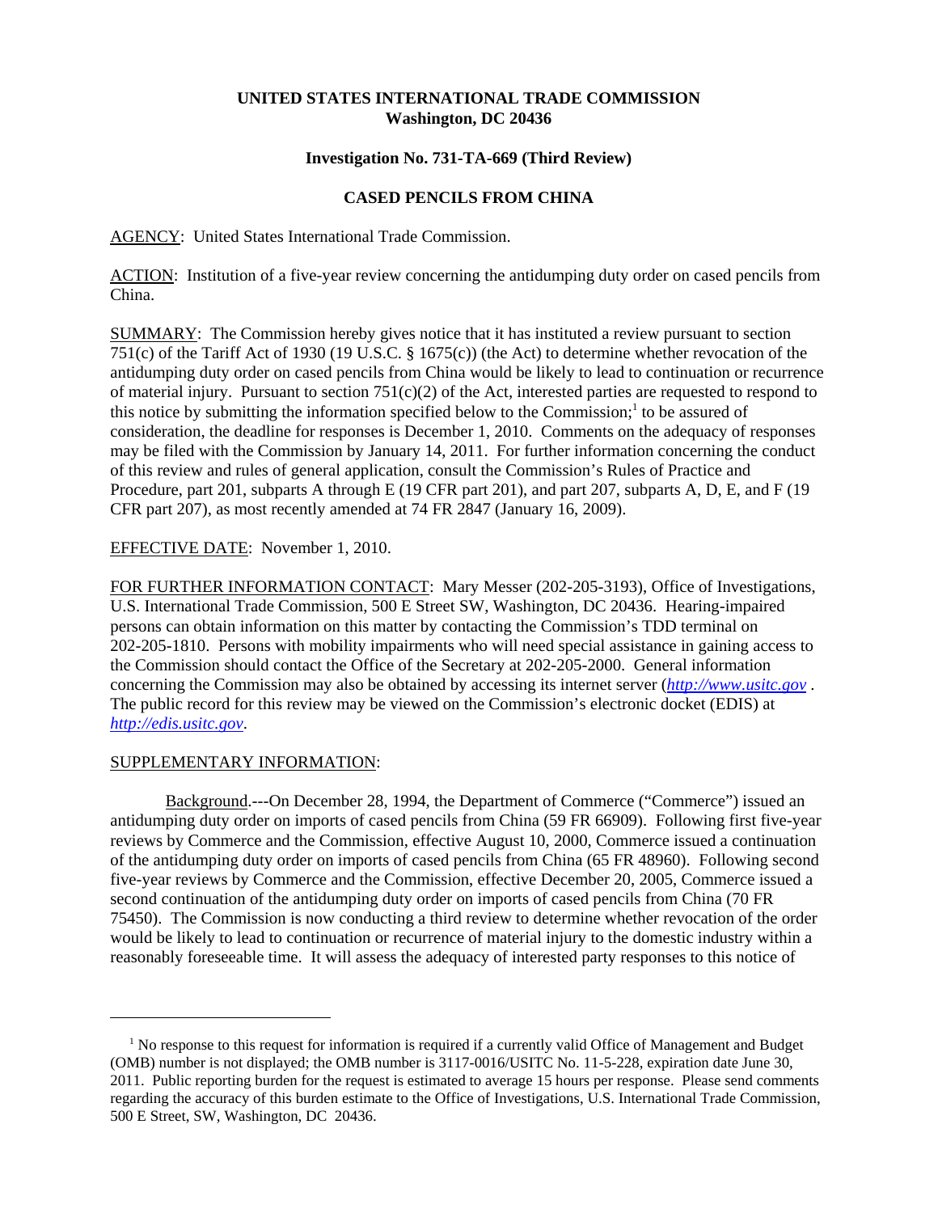**UNITED STATES INTERNATIONAL TRADE COMMISSION**
**Washington, DC 20436**

**Investigation No. 731-TA-669 (Third Review)**

**CASED PENCILS FROM CHINA**

AGENCY: United States International Trade Commission.

ACTION: Institution of a five-year review concerning the antidumping duty order on cased pencils from China.

SUMMARY: The Commission hereby gives notice that it has instituted a review pursuant to section 751(c) of the Tariff Act of 1930 (19 U.S.C. § 1675(c)) (the Act) to determine whether revocation of the antidumping duty order on cased pencils from China would be likely to lead to continuation or recurrence of material injury. Pursuant to section 751(c)(2) of the Act, interested parties are requested to respond to this notice by submitting the information specified below to the Commission;[1] to be assured of consideration, the deadline for responses is December 1, 2010. Comments on the adequacy of responses may be filed with the Commission by January 14, 2011. For further information concerning the conduct of this review and rules of general application, consult the Commission's Rules of Practice and Procedure, part 201, subparts A through E (19 CFR part 201), and part 207, subparts A, D, E, and F (19 CFR part 207), as most recently amended at 74 FR 2847 (January 16, 2009).

EFFECTIVE DATE: November 1, 2010.

FOR FURTHER INFORMATION CONTACT: Mary Messer (202-205-3193), Office of Investigations, U.S. International Trade Commission, 500 E Street SW, Washington, DC 20436. Hearing-impaired persons can obtain information on this matter by contacting the Commission's TDD terminal on 202-205-1810. Persons with mobility impairments who will need special assistance in gaining access to the Commission should contact the Office of the Secretary at 202-205-2000. General information concerning the Commission may also be obtained by accessing its internet server (*http://www.usitc.gov* . The public record for this review may be viewed on the Commission's electronic docket (EDIS) at *http://edis.usitc.gov*.

SUPPLEMENTARY INFORMATION:

Background.---On December 28, 1994, the Department of Commerce ("Commerce") issued an antidumping duty order on imports of cased pencils from China (59 FR 66909). Following first five-year reviews by Commerce and the Commission, effective August 10, 2000, Commerce issued a continuation of the antidumping duty order on imports of cased pencils from China (65 FR 48960). Following second five-year reviews by Commerce and the Commission, effective December 20, 2005, Commerce issued a second continuation of the antidumping duty order on imports of cased pencils from China (70 FR 75450). The Commission is now conducting a third review to determine whether revocation of the order would be likely to lead to continuation or recurrence of material injury to the domestic industry within a reasonably foreseeable time. It will assess the adequacy of interested party responses to this notice of

---

[1] No response to this request for information is required if a currently valid Office of Management and Budget (OMB) number is not displayed; the OMB number is 3117-0016/USITC No. 11-5-228, expiration date June 30, 2011. Public reporting burden for the request is estimated to average 15 hours per response. Please send comments regarding the accuracy of this burden estimate to the Office of Investigations, U.S. International Trade Commission, 500 E Street, SW, Washington, DC 20436.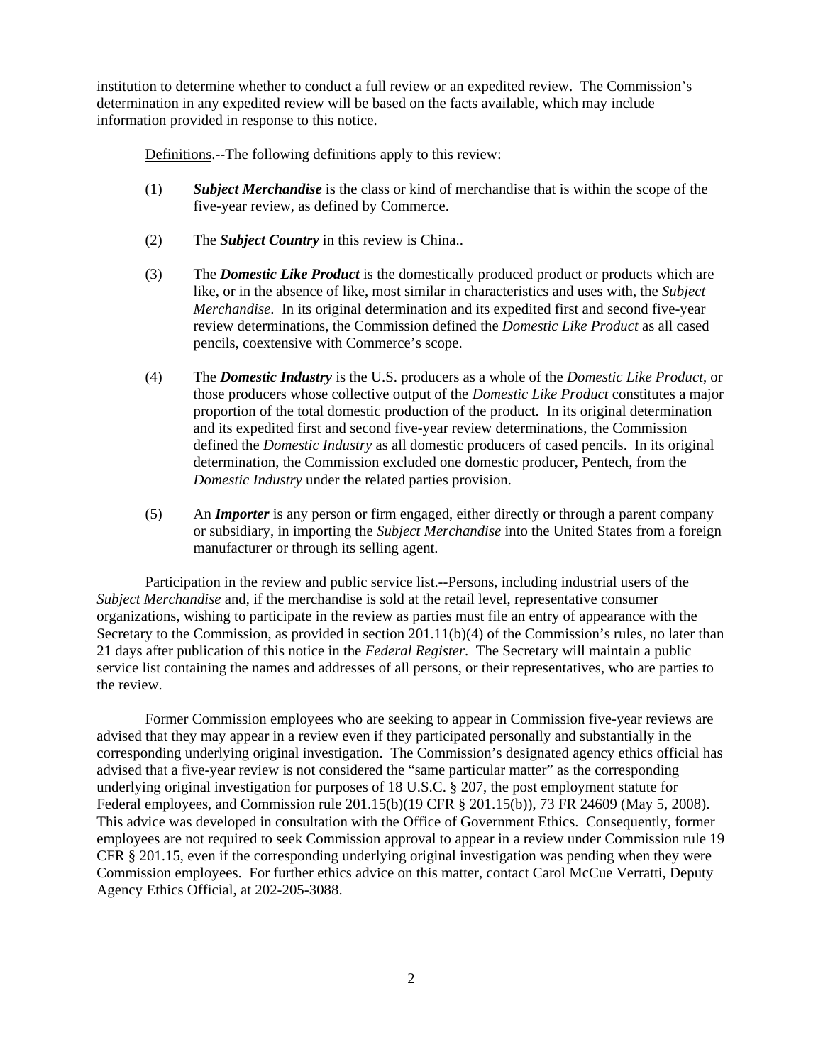institution to determine whether to conduct a full review or an expedited review. The Commission's determination in any expedited review will be based on the facts available, which may include information provided in response to this notice.

Definitions.--The following definitions apply to this review:

(1) ***Subject Merchandise*** is the class or kind of merchandise that is within the scope of the five-year review, as defined by Commerce.

(2) The ***Subject Country*** in this review is China..

(3) The ***Domestic Like Product*** is the domestically produced product or products which are like, or in the absence of like, most similar in characteristics and uses with, the *Subject Merchandise*. In its original determination and its expedited first and second five-year review determinations, the Commission defined the *Domestic Like Product* as all cased pencils, coextensive with Commerce's scope.

(4) The ***Domestic Industry*** is the U.S. producers as a whole of the *Domestic Like Product*, or those producers whose collective output of the *Domestic Like Product* constitutes a major proportion of the total domestic production of the product. In its original determination and its expedited first and second five-year review determinations, the Commission defined the *Domestic Industry* as all domestic producers of cased pencils. In its original determination, the Commission excluded one domestic producer, Pentech, from the *Domestic Industry* under the related parties provision.

(5) An ***Importer*** is any person or firm engaged, either directly or through a parent company or subsidiary, in importing the *Subject Merchandise* into the United States from a foreign manufacturer or through its selling agent.

Participation in the review and public service list.--Persons, including industrial users of the *Subject Merchandise* and, if the merchandise is sold at the retail level, representative consumer organizations, wishing to participate in the review as parties must file an entry of appearance with the Secretary to the Commission, as provided in section 201.11(b)(4) of the Commission's rules, no later than 21 days after publication of this notice in the *Federal Register*. The Secretary will maintain a public service list containing the names and addresses of all persons, or their representatives, who are parties to the review.

Former Commission employees who are seeking to appear in Commission five-year reviews are advised that they may appear in a review even if they participated personally and substantially in the corresponding underlying original investigation. The Commission's designated agency ethics official has advised that a five-year review is not considered the "same particular matter" as the corresponding underlying original investigation for purposes of 18 U.S.C. § 207, the post employment statute for Federal employees, and Commission rule 201.15(b)(19 CFR § 201.15(b)), 73 FR 24609 (May 5, 2008). This advice was developed in consultation with the Office of Government Ethics. Consequently, former employees are not required to seek Commission approval to appear in a review under Commission rule 19 CFR § 201.15, even if the corresponding underlying original investigation was pending when they were Commission employees. For further ethics advice on this matter, contact Carol McCue Verratti, Deputy Agency Ethics Official, at 202-205-3088.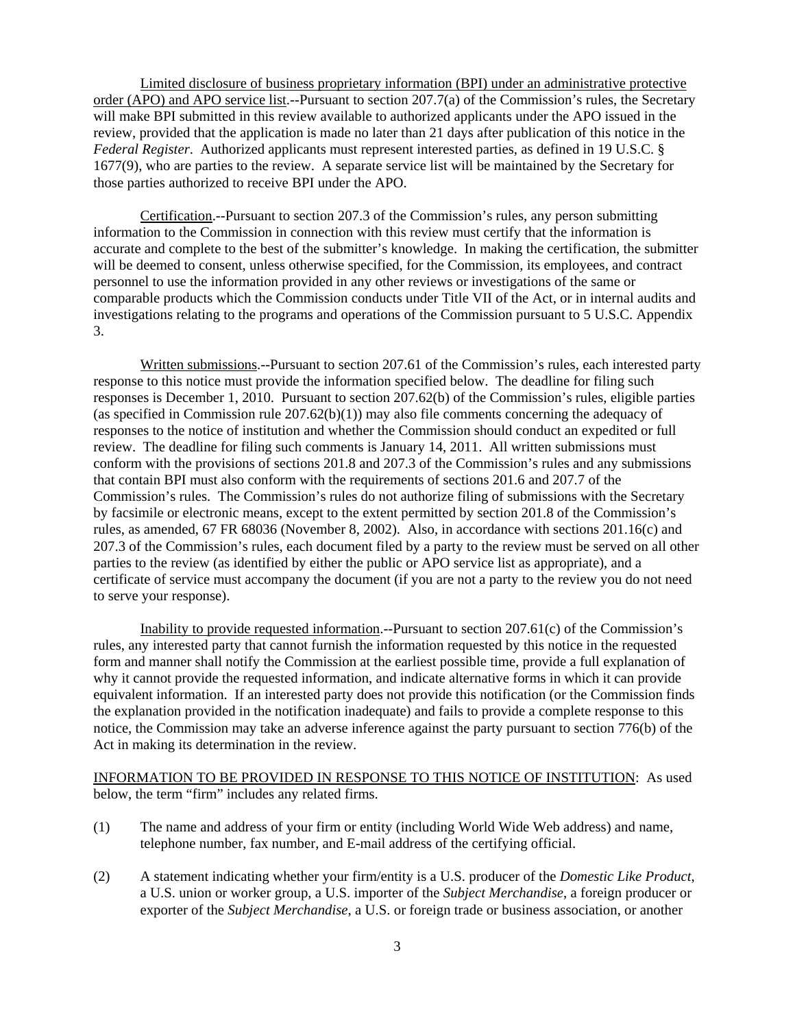Limited disclosure of business proprietary information (BPI) under an administrative protective order (APO) and APO service list.--Pursuant to section 207.7(a) of the Commission's rules, the Secretary will make BPI submitted in this review available to authorized applicants under the APO issued in the review, provided that the application is made no later than 21 days after publication of this notice in the *Federal Register*. Authorized applicants must represent interested parties, as defined in 19 U.S.C. § 1677(9), who are parties to the review. A separate service list will be maintained by the Secretary for those parties authorized to receive BPI under the APO.

Certification.--Pursuant to section 207.3 of the Commission's rules, any person submitting information to the Commission in connection with this review must certify that the information is accurate and complete to the best of the submitter's knowledge. In making the certification, the submitter will be deemed to consent, unless otherwise specified, for the Commission, its employees, and contract personnel to use the information provided in any other reviews or investigations of the same or comparable products which the Commission conducts under Title VII of the Act, or in internal audits and investigations relating to the programs and operations of the Commission pursuant to 5 U.S.C. Appendix 3.

Written submissions.--Pursuant to section 207.61 of the Commission's rules, each interested party response to this notice must provide the information specified below. The deadline for filing such responses is December 1, 2010. Pursuant to section 207.62(b) of the Commission's rules, eligible parties (as specified in Commission rule 207.62(b)(1)) may also file comments concerning the adequacy of responses to the notice of institution and whether the Commission should conduct an expedited or full review. The deadline for filing such comments is January 14, 2011. All written submissions must conform with the provisions of sections 201.8 and 207.3 of the Commission's rules and any submissions that contain BPI must also conform with the requirements of sections 201.6 and 207.7 of the Commission's rules. The Commission's rules do not authorize filing of submissions with the Secretary by facsimile or electronic means, except to the extent permitted by section 201.8 of the Commission's rules, as amended, 67 FR 68036 (November 8, 2002). Also, in accordance with sections 201.16(c) and 207.3 of the Commission's rules, each document filed by a party to the review must be served on all other parties to the review (as identified by either the public or APO service list as appropriate), and a certificate of service must accompany the document (if you are not a party to the review you do not need to serve your response).

Inability to provide requested information.--Pursuant to section 207.61(c) of the Commission's rules, any interested party that cannot furnish the information requested by this notice in the requested form and manner shall notify the Commission at the earliest possible time, provide a full explanation of why it cannot provide the requested information, and indicate alternative forms in which it can provide equivalent information. If an interested party does not provide this notification (or the Commission finds the explanation provided in the notification inadequate) and fails to provide a complete response to this notice, the Commission may take an adverse inference against the party pursuant to section 776(b) of the Act in making its determination in the review.

INFORMATION TO BE PROVIDED IN RESPONSE TO THIS NOTICE OF INSTITUTION: As used below, the term "firm" includes any related firms.

(1) The name and address of your firm or entity (including World Wide Web address) and name, telephone number, fax number, and E-mail address of the certifying official.

(2) A statement indicating whether your firm/entity is a U.S. producer of the *Domestic Like Product*, a U.S. union or worker group, a U.S. importer of the *Subject Merchandise*, a foreign producer or exporter of the *Subject Merchandise*, a U.S. or foreign trade or business association, or another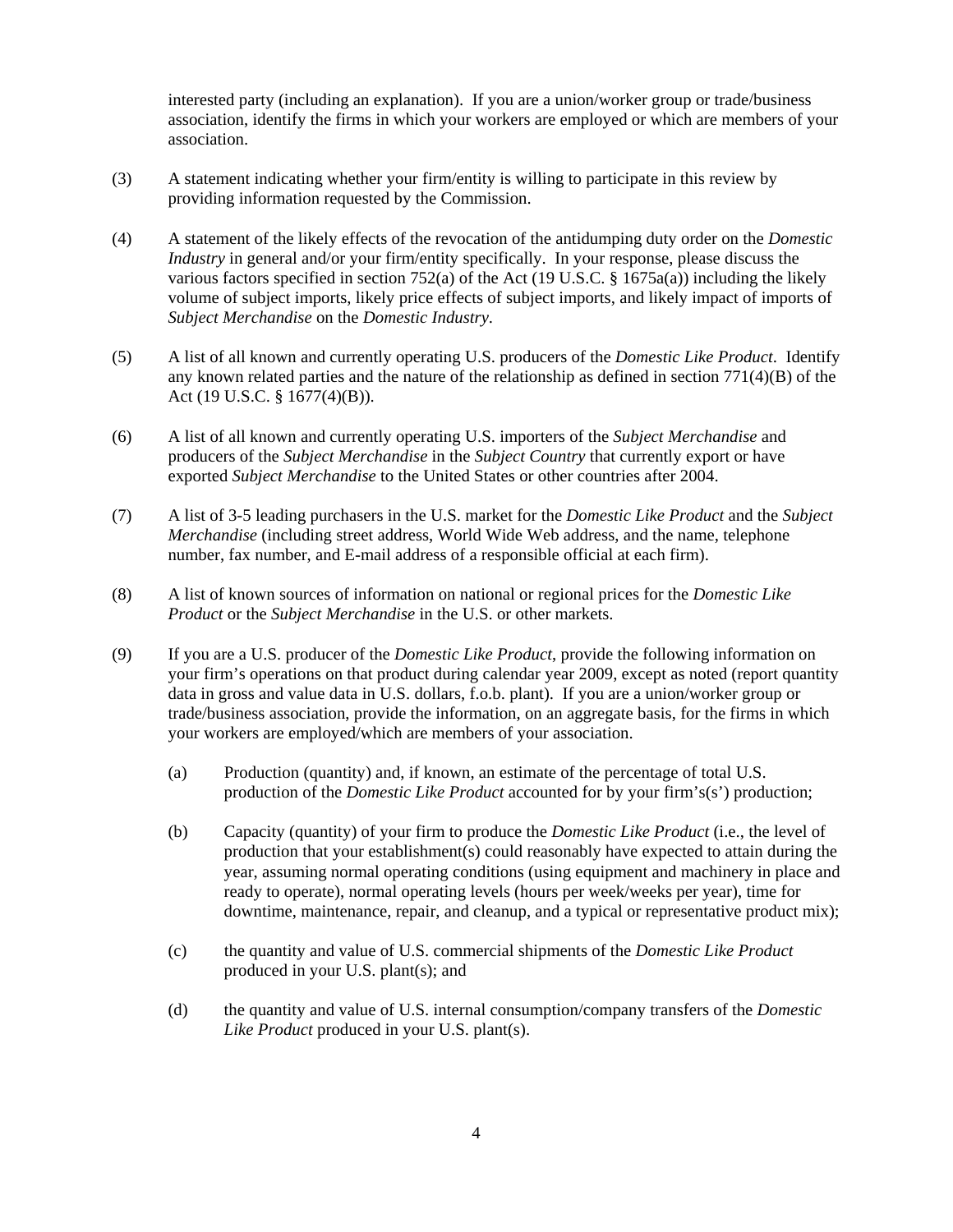interested party (including an explanation). If you are a union/worker group or trade/business association, identify the firms in which your workers are employed or which are members of your association.

(3) A statement indicating whether your firm/entity is willing to participate in this review by providing information requested by the Commission.

(4) A statement of the likely effects of the revocation of the antidumping duty order on the *Domestic Industry* in general and/or your firm/entity specifically. In your response, please discuss the various factors specified in section 752(a) of the Act (19 U.S.C. § 1675a(a)) including the likely volume of subject imports, likely price effects of subject imports, and likely impact of imports of *Subject Merchandise* on the *Domestic Industry*.

(5) A list of all known and currently operating U.S. producers of the *Domestic Like Product*. Identify any known related parties and the nature of the relationship as defined in section 771(4)(B) of the Act (19 U.S.C. § 1677(4)(B)).

(6) A list of all known and currently operating U.S. importers of the *Subject Merchandise* and producers of the *Subject Merchandise* in the *Subject Country* that currently export or have exported *Subject Merchandise* to the United States or other countries after 2004.

(7) A list of 3-5 leading purchasers in the U.S. market for the *Domestic Like Product* and the *Subject Merchandise* (including street address, World Wide Web address, and the name, telephone number, fax number, and E-mail address of a responsible official at each firm).

(8) A list of known sources of information on national or regional prices for the *Domestic Like Product* or the *Subject Merchandise* in the U.S. or other markets.

(9) If you are a U.S. producer of the *Domestic Like Product*, provide the following information on your firm's operations on that product during calendar year 2009, except as noted (report quantity data in gross and value data in U.S. dollars, f.o.b. plant). If you are a union/worker group or trade/business association, provide the information, on an aggregate basis, for the firms in which your workers are employed/which are members of your association.

   (a) Production (quantity) and, if known, an estimate of the percentage of total U.S. production of the *Domestic Like Product* accounted for by your firm's(s') production;

   (b) Capacity (quantity) of your firm to produce the *Domestic Like Product* (i.e., the level of production that your establishment(s) could reasonably have expected to attain during the year, assuming normal operating conditions (using equipment and machinery in place and ready to operate), normal operating levels (hours per week/weeks per year), time for downtime, maintenance, repair, and cleanup, and a typical or representative product mix);

   (c) the quantity and value of U.S. commercial shipments of the *Domestic Like Product* produced in your U.S. plant(s); and

   (d) the quantity and value of U.S. internal consumption/company transfers of the *Domestic Like Product* produced in your U.S. plant(s).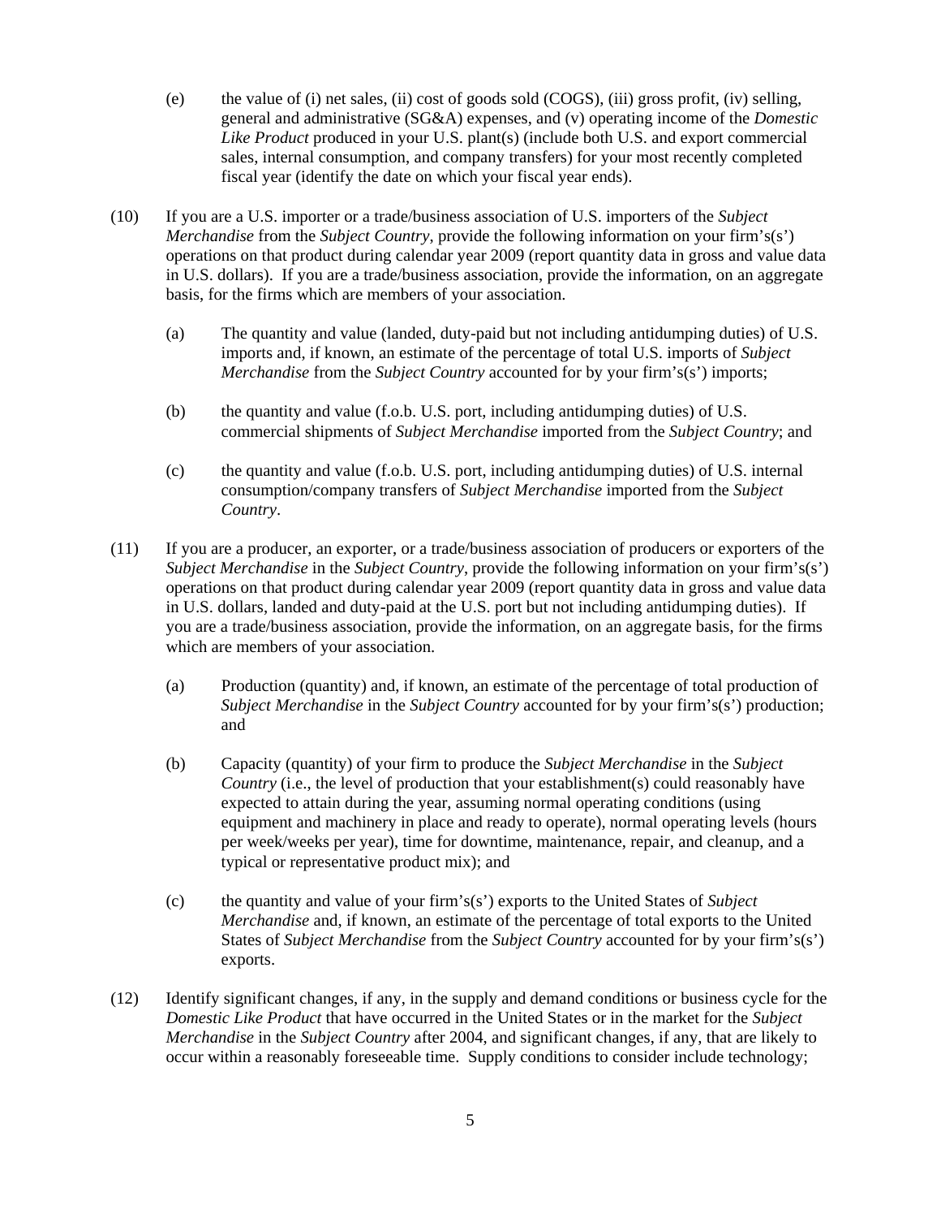(e) the value of (i) net sales, (ii) cost of goods sold (COGS), (iii) gross profit, (iv) selling, general and administrative (SG&A) expenses, and (v) operating income of the *Domestic Like Product* produced in your U.S. plant(s) (include both U.S. and export commercial sales, internal consumption, and company transfers) for your most recently completed fiscal year (identify the date on which your fiscal year ends).

(10) If you are a U.S. importer or a trade/business association of U.S. importers of the *Subject Merchandise* from the *Subject Country*, provide the following information on your firm's(s') operations on that product during calendar year 2009 (report quantity data in gross and value data in U.S. dollars). If you are a trade/business association, provide the information, on an aggregate basis, for the firms which are members of your association.

(a) The quantity and value (landed, duty-paid but not including antidumping duties) of U.S. imports and, if known, an estimate of the percentage of total U.S. imports of *Subject Merchandise* from the *Subject Country* accounted for by your firm's(s') imports;

(b) the quantity and value (f.o.b. U.S. port, including antidumping duties) of U.S. commercial shipments of *Subject Merchandise* imported from the *Subject Country*; and

(c) the quantity and value (f.o.b. U.S. port, including antidumping duties) of U.S. internal consumption/company transfers of *Subject Merchandise* imported from the *Subject Country*.

(11) If you are a producer, an exporter, or a trade/business association of producers or exporters of the *Subject Merchandise* in the *Subject Country*, provide the following information on your firm's(s') operations on that product during calendar year 2009 (report quantity data in gross and value data in U.S. dollars, landed and duty-paid at the U.S. port but not including antidumping duties). If you are a trade/business association, provide the information, on an aggregate basis, for the firms which are members of your association.

(a) Production (quantity) and, if known, an estimate of the percentage of total production of *Subject Merchandise* in the *Subject Country* accounted for by your firm's(s') production; and

(b) Capacity (quantity) of your firm to produce the *Subject Merchandise* in the *Subject Country* (i.e., the level of production that your establishment(s) could reasonably have expected to attain during the year, assuming normal operating conditions (using equipment and machinery in place and ready to operate), normal operating levels (hours per week/weeks per year), time for downtime, maintenance, repair, and cleanup, and a typical or representative product mix); and

(c) the quantity and value of your firm's(s') exports to the United States of *Subject Merchandise* and, if known, an estimate of the percentage of total exports to the United States of *Subject Merchandise* from the *Subject Country* accounted for by your firm's(s') exports.

(12) Identify significant changes, if any, in the supply and demand conditions or business cycle for the *Domestic Like Product* that have occurred in the United States or in the market for the *Subject Merchandise* in the *Subject Country* after 2004, and significant changes, if any, that are likely to occur within a reasonably foreseeable time. Supply conditions to consider include technology;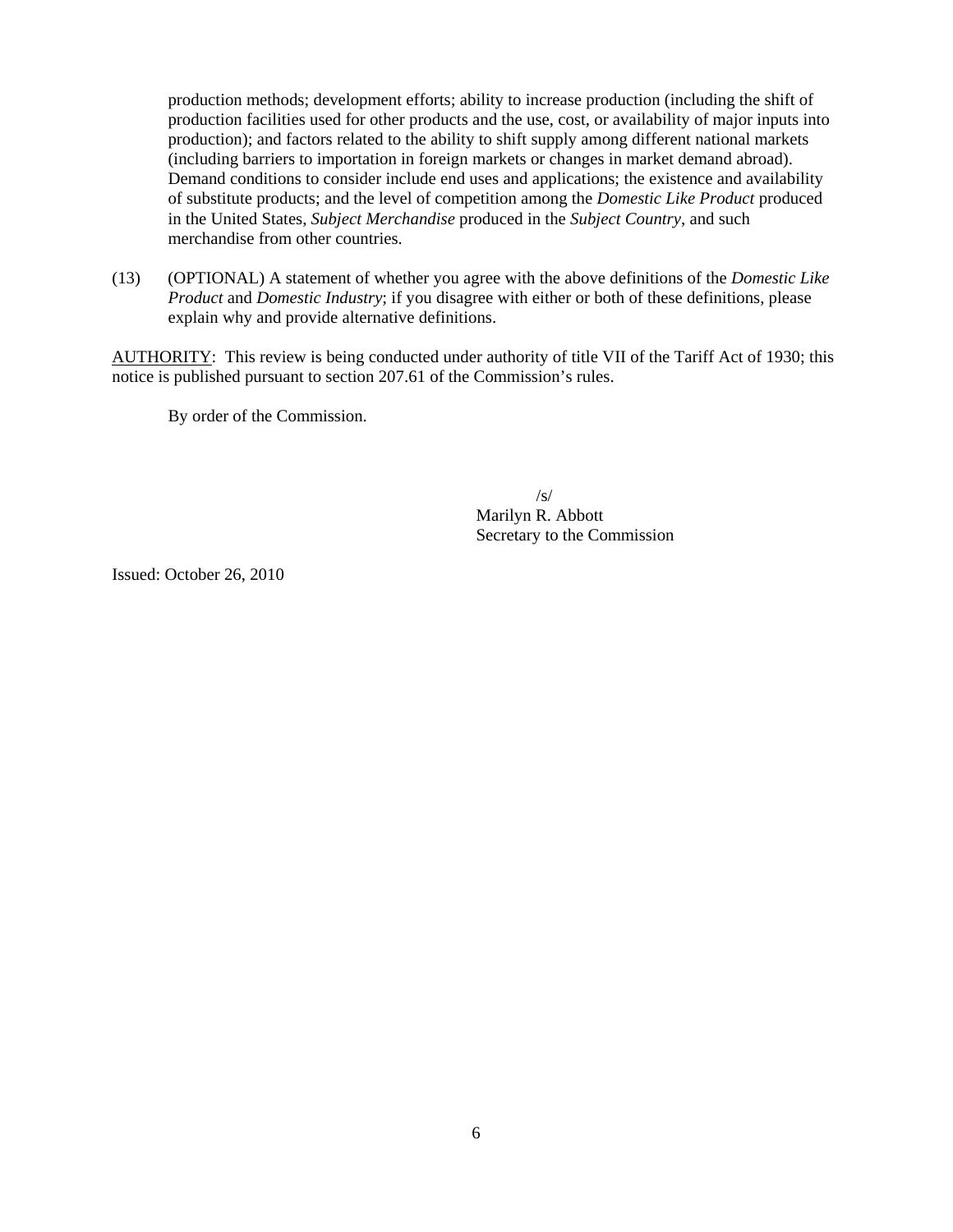production methods; development efforts; ability to increase production (including the shift of production facilities used for other products and the use, cost, or availability of major inputs into production); and factors related to the ability to shift supply among different national markets (including barriers to importation in foreign markets or changes in market demand abroad). Demand conditions to consider include end uses and applications; the existence and availability of substitute products; and the level of competition among the *Domestic Like Product* produced in the United States, *Subject Merchandise* produced in the *Subject Country*, and such merchandise from other countries.

(13) (OPTIONAL) A statement of whether you agree with the above definitions of the *Domestic Like Product* and *Domestic Industry*; if you disagree with either or both of these definitions, please explain why and provide alternative definitions.

AUTHORITY: This review is being conducted under authority of title VII of the Tariff Act of 1930; this notice is published pursuant to section 207.61 of the Commission's rules.

By order of the Commission.

/s/
Marilyn R. Abbott
Secretary to the Commission

Issued: October 26, 2010